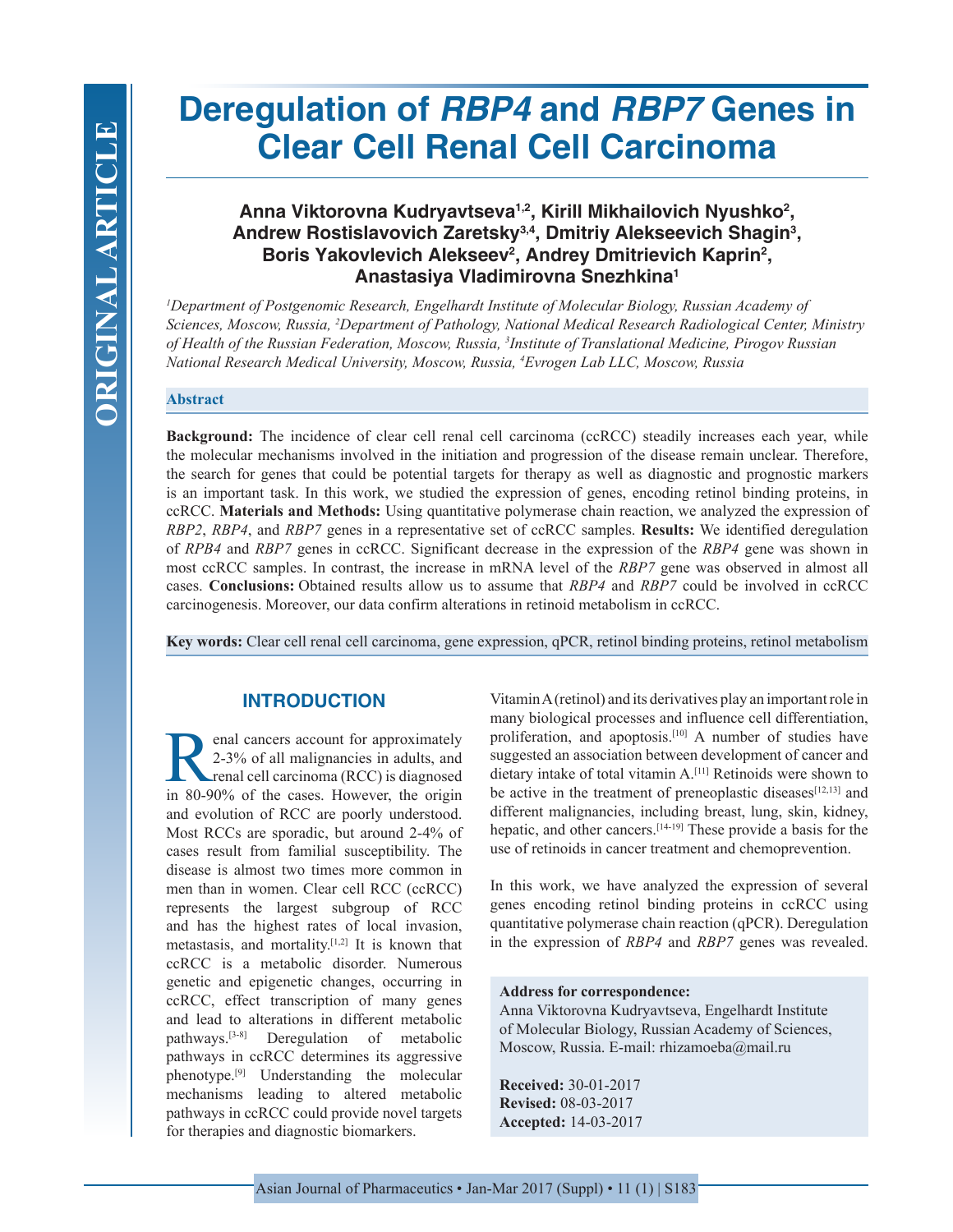# Deregulation of *RBP4* and *RBP7* Genes in Clear Cell Renal Cell Carcinoma

**Anna Viktorovna Kudryavtseva[1,2], Kirill Mikhailovich Nyushko[2], Andrew Rostislavovich Zaretsky[3,4], Dmitriy Alekseevich Shagin[3], Boris Yakovlevich Alekseev[2], Andrey Dmitrievich Kaprin[2], Anastasiya Vladimirovna Snezhkina[1]**

*[1]Department of Postgenomic Research, Engelhardt Institute of Molecular Biology, Russian Academy of Sciences, Moscow, Russia, [2]Department of Pathology, National Medical Research Radiological Center, Ministry of Health of the Russian Federation, Moscow, Russia, [3]Institute of Translational Medicine, Pirogov Russian National Research Medical University, Moscow, Russia, [4]Evrogen Lab LLC, Moscow, Russia*

## Abstract

**Background:** The incidence of clear cell renal cell carcinoma (ccRCC) steadily increases each year, while the molecular mechanisms involved in the initiation and progression of the disease remain unclear. Therefore, the search for genes that could be potential targets for therapy as well as diagnostic and prognostic markers is an important task. In this work, we studied the expression of genes, encoding retinol binding proteins, in ccRCC. **Materials and Methods:** Using quantitative polymerase chain reaction, we analyzed the expression of *RBP2*, *RBP4*, and *RBP7* genes in a representative set of ccRCC samples. **Results:** We identified deregulation of *RPB4* and *RBP7* genes in ccRCC. Significant decrease in the expression of the *RBP4* gene was shown in most ccRCC samples. In contrast, the increase in mRNA level of the *RBP7* gene was observed in almost all cases. **Conclusions:** Obtained results allow us to assume that *RBP4* and *RBP7* could be involved in ccRCC carcinogenesis. Moreover, our data confirm alterations in retinoid metabolism in ccRCC.

**Key words:** Clear cell renal cell carcinoma, gene expression, qPCR, retinol binding proteins, retinol metabolism

## INTRODUCTION

Renal cancers account for approximately 2-3% of all malignancies in adults, and renal cell carcinoma (RCC) is diagnosed in 80-90% of the cases. However, the origin and evolution of RCC are poorly understood. Most RCCs are sporadic, but around 2-4% of cases result from familial susceptibility. The disease is almost two times more common in men than in women. Clear cell RCC (ccRCC) represents the largest subgroup of RCC and has the highest rates of local invasion, metastasis, and mortality.[1,2] It is known that ccRCC is a metabolic disorder. Numerous genetic and epigenetic changes, occurring in ccRCC, effect transcription of many genes and lead to alterations in different metabolic pathways.[3-8] Deregulation of metabolic pathways in ccRCC determines its aggressive phenotype.[9] Understanding the molecular mechanisms leading to altered metabolic pathways in ccRCC could provide novel targets for therapies and diagnostic biomarkers.

Vitamin A (retinol) and its derivatives play an important role in many biological processes and influence cell differentiation, proliferation, and apoptosis.[10] A number of studies have suggested an association between development of cancer and dietary intake of total vitamin A.[11] Retinoids were shown to be active in the treatment of preneoplastic diseases[12,13] and different malignancies, including breast, lung, skin, kidney, hepatic, and other cancers.[14-19] These provide a basis for the use of retinoids in cancer treatment and chemoprevention.

In this work, we have analyzed the expression of several genes encoding retinol binding proteins in ccRCC using quantitative polymerase chain reaction (qPCR). Deregulation in the expression of *RBP4* and *RBP7* genes was revealed.

**Address for correspondence:**
Anna Viktorovna Kudryavtseva, Engelhardt Institute of Molecular Biology, Russian Academy of Sciences, Moscow, Russia. E-mail: rhizamoeba@mail.ru

**Received:** 30-01-2017
**Revised:** 08-03-2017
**Accepted:** 14-03-2017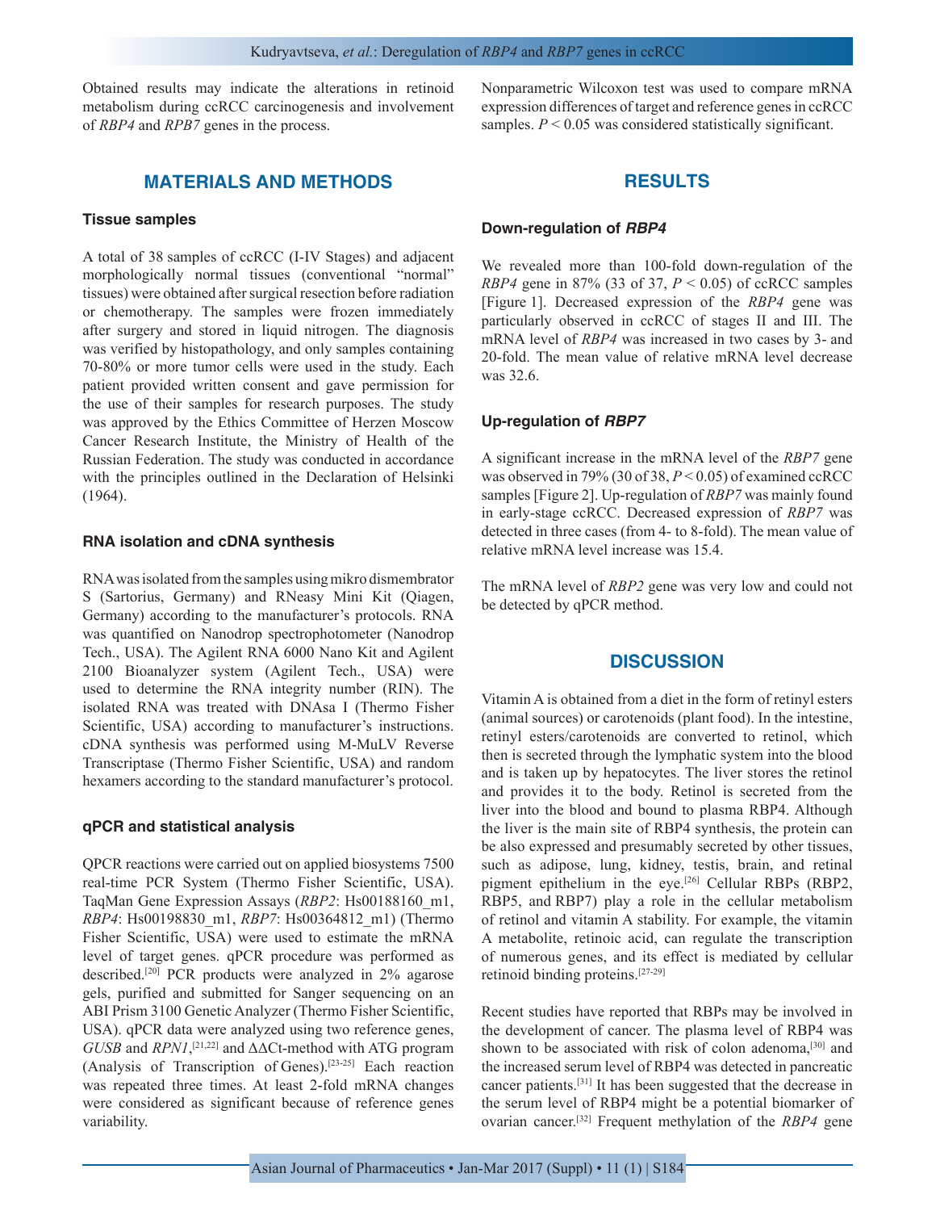Obtained results may indicate the alterations in retinoid metabolism during ccRCC carcinogenesis and involvement of *RBP4* and *RPB7* genes in the process.

## MATERIALS AND METHODS

### Tissue samples

A total of 38 samples of ccRCC (I-IV Stages) and adjacent morphologically normal tissues (conventional "normal" tissues) were obtained after surgical resection before radiation or chemotherapy. The samples were frozen immediately after surgery and stored in liquid nitrogen. The diagnosis was verified by histopathology, and only samples containing 70-80% or more tumor cells were used in the study. Each patient provided written consent and gave permission for the use of their samples for research purposes. The study was approved by the Ethics Committee of Herzen Moscow Cancer Research Institute, the Ministry of Health of the Russian Federation. The study was conducted in accordance with the principles outlined in the Declaration of Helsinki (1964).

### RNA isolation and cDNA synthesis

RNA was isolated from the samples using mikro dismembrator S (Sartorius, Germany) and RNeasy Mini Kit (Qiagen, Germany) according to the manufacturer's protocols. RNA was quantified on Nanodrop spectrophotometer (Nanodrop Tech., USA). The Agilent RNA 6000 Nano Kit and Agilent 2100 Bioanalyzer system (Agilent Tech., USA) were used to determine the RNA integrity number (RIN). The isolated RNA was treated with DNAsa I (Thermo Fisher Scientific, USA) according to manufacturer's instructions. cDNA synthesis was performed using M-MuLV Reverse Transcriptase (Thermo Fisher Scientific, USA) and random hexamers according to the standard manufacturer's protocol.

### qPCR and statistical analysis

QPCR reactions were carried out on applied biosystems 7500 real-time PCR System (Thermo Fisher Scientific, USA). TaqMan Gene Expression Assays (*RBP2*: Hs00188160_m1, *RBP4*: Hs00198830_m1, *RBP7*: Hs00364812_m1) (Thermo Fisher Scientific, USA) were used to estimate the mRNA level of target genes. qPCR procedure was performed as described.[20] PCR products were analyzed in 2% agarose gels, purified and submitted for Sanger sequencing on an ABI Prism 3100 Genetic Analyzer (Thermo Fisher Scientific, USA). qPCR data were analyzed using two reference genes, *GUSB* and *RPN1*,[21,22] and ΔΔCt-method with ATG program (Analysis of Transcription of Genes).[23-25] Each reaction was repeated three times. At least 2-fold mRNA changes were considered as significant because of reference genes variability.

Nonparametric Wilcoxon test was used to compare mRNA expression differences of target and reference genes in ccRCC samples. $P < 0.05$ was considered statistically significant.

## RESULTS

### Down-regulation of *RBP4*

We revealed more than 100-fold down-regulation of the *RBP4* gene in 87% (33 of 37, $P < 0.05$) of ccRCC samples [Figure 1]. Decreased expression of the *RBP4* gene was particularly observed in ccRCC of stages II and III. The mRNA level of *RBP4* was increased in two cases by 3- and 20-fold. The mean value of relative mRNA level decrease was 32.6.

### Up-regulation of *RBP7*

A significant increase in the mRNA level of the *RBP7* gene was observed in 79% (30 of 38, $P < 0.05$) of examined ccRCC samples [Figure 2]. Up-regulation of *RBP7* was mainly found in early-stage ccRCC. Decreased expression of *RBP7* was detected in three cases (from 4- to 8-fold). The mean value of relative mRNA level increase was 15.4.

The mRNA level of *RBP2* gene was very low and could not be detected by qPCR method.

## DISCUSSION

Vitamin A is obtained from a diet in the form of retinyl esters (animal sources) or carotenoids (plant food). In the intestine, retinyl esters/carotenoids are converted to retinol, which then is secreted through the lymphatic system into the blood and is taken up by hepatocytes. The liver stores the retinol and provides it to the body. Retinol is secreted from the liver into the blood and bound to plasma RBP4. Although the liver is the main site of RBP4 synthesis, the protein can be also expressed and presumably secreted by other tissues, such as adipose, lung, kidney, testis, brain, and retinal pigment epithelium in the eye.[26] Cellular RBPs (RBP2, RBP5, and RBP7) play a role in the cellular metabolism of retinol and vitamin A stability. For example, the vitamin A metabolite, retinoic acid, can regulate the transcription of numerous genes, and its effect is mediated by cellular retinoid binding proteins.[27-29]

Recent studies have reported that RBPs may be involved in the development of cancer. The plasma level of RBP4 was shown to be associated with risk of colon adenoma,[30] and the increased serum level of RBP4 was detected in pancreatic cancer patients.[31] It has been suggested that the decrease in the serum level of RBP4 might be a potential biomarker of ovarian cancer.[32] Frequent methylation of the *RBP4* gene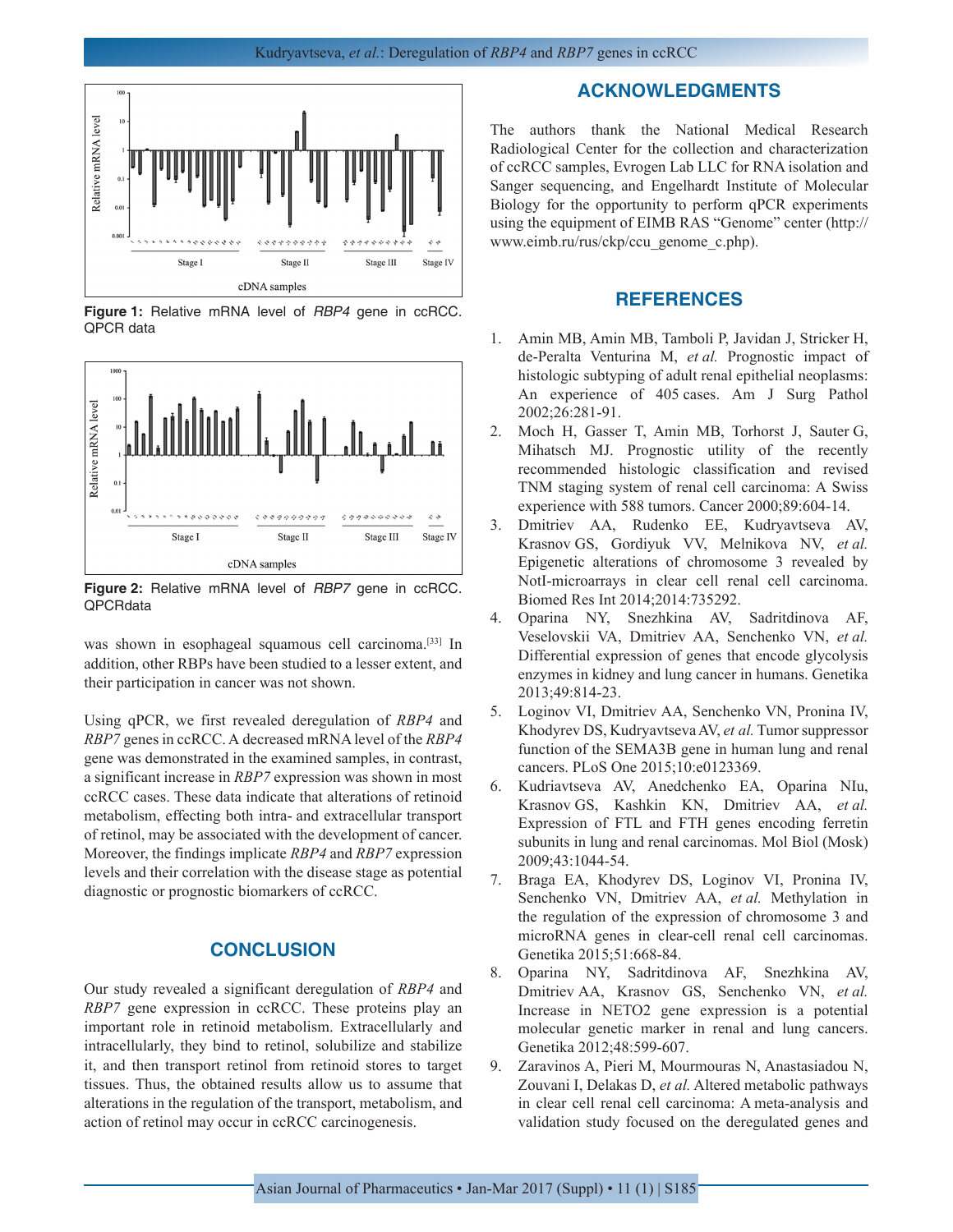**Figure 1:** Relative mRNA level of *RBP4* gene in ccRCC. QPCR data

**Figure 2:** Relative mRNA level of *RBP7* gene in ccRCC. QPCRdata

was shown in esophageal squamous cell carcinoma.[33] In addition, other RBPs have been studied to a lesser extent, and their participation in cancer was not shown.

Using qPCR, we first revealed deregulation of *RBP4* and *RBP7* genes in ccRCC. A decreased mRNA level of the *RBP4* gene was demonstrated in the examined samples, in contrast, a significant increase in *RBP7* expression was shown in most ccRCC cases. These data indicate that alterations of retinoid metabolism, effecting both intra- and extracellular transport of retinol, may be associated with the development of cancer. Moreover, the findings implicate *RBP4* and *RBP7* expression levels and their correlation with the disease stage as potential diagnostic or prognostic biomarkers of ccRCC.

## CONCLUSION

Our study revealed a significant deregulation of *RBP4* and *RBP7* gene expression in ccRCC. These proteins play an important role in retinoid metabolism. Extracellularly and intracellularly, they bind to retinol, solubilize and stabilize it, and then transport retinol from retinoid stores to target tissues. Thus, the obtained results allow us to assume that alterations in the regulation of the transport, metabolism, and action of retinol may occur in ccRCC carcinogenesis.

## ACKNOWLEDGMENTS

The authors thank the National Medical Research Radiological Center for the collection and characterization of ccRCC samples, Evrogen Lab LLC for RNA isolation and Sanger sequencing, and Engelhardt Institute of Molecular Biology for the opportunity to perform qPCR experiments using the equipment of EIMB RAS "Genome" center (http://www.eimb.ru/rus/ckp/ccu_genome_c.php).

## REFERENCES

1. Amin MB, Amin MB, Tamboli P, Javidan J, Stricker H, de-Peralta Venturina M, *et al.* Prognostic impact of histologic subtyping of adult renal epithelial neoplasms: An experience of 405 cases. Am J Surg Pathol 2002;26:281-91.
2. Moch H, Gasser T, Amin MB, Torhorst J, Sauter G, Mihatsch MJ. Prognostic utility of the recently recommended histologic classification and revised TNM staging system of renal cell carcinoma: A Swiss experience with 588 tumors. Cancer 2000;89:604-14.
3. Dmitriev AA, Rudenko EE, Kudryavtseva AV, Krasnov GS, Gordiyuk VV, Melnikova NV, *et al.* Epigenetic alterations of chromosome 3 revealed by NotI-microarrays in clear cell renal cell carcinoma. Biomed Res Int 2014;2014:735292.
4. Oparina NY, Snezhkina AV, Sadritdinova AF, Veselovskii VA, Dmitriev AA, Senchenko VN, *et al.* Differential expression of genes that encode glycolysis enzymes in kidney and lung cancer in humans. Genetika 2013;49:814-23.
5. Loginov VI, Dmitriev AA, Senchenko VN, Pronina IV, Khodyrev DS, Kudryavtseva AV, *et al.* Tumor suppressor function of the SEMA3B gene in human lung and renal cancers. PLoS One 2015;10:e0123369.
6. Kudriavtseva AV, Anedchenko EA, Oparina NIu, Krasnov GS, Kashkin KN, Dmitriev AA, *et al.* Expression of FTL and FTH genes encoding ferretin subunits in lung and renal carcinomas. Mol Biol (Mosk) 2009;43:1044-54.
7. Braga EA, Khodyrev DS, Loginov VI, Pronina IV, Senchenko VN, Dmitriev AA, *et al.* Methylation in the regulation of the expression of chromosome 3 and microRNA genes in clear-cell renal cell carcinomas. Genetika 2015;51:668-84.
8. Oparina NY, Sadritdinova AF, Snezhkina AV, Dmitriev AA, Krasnov GS, Senchenko VN, *et al.* Increase in NETO2 gene expression is a potential molecular genetic marker in renal and lung cancers. Genetika 2012;48:599-607.
9. Zaravinos A, Pieri M, Mourmouras N, Anastasiadou N, Zouvani I, Delakas D, *et al.* Altered metabolic pathways in clear cell renal cell carcinoma: A meta-analysis and validation study focused on the deregulated genes and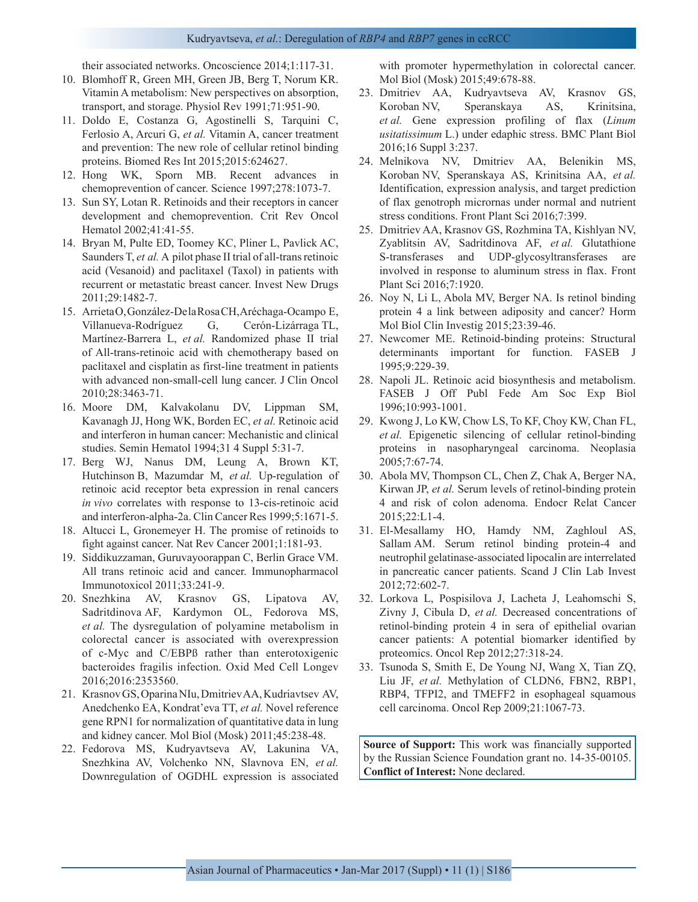their associated networks. Oncoscience 2014;1:117-31.

10. Blomhoff R, Green MH, Green JB, Berg T, Norum KR. Vitamin A metabolism: New perspectives on absorption, transport, and storage. Physiol Rev 1991;71:951-90.
11. Doldo E, Costanza G, Agostinelli S, Tarquini C, Ferlosio A, Arcuri G, *et al.* Vitamin A, cancer treatment and prevention: The new role of cellular retinol binding proteins. Biomed Res Int 2015;2015:624627.
12. Hong WK, Sporn MB. Recent advances in chemoprevention of cancer. Science 1997;278:1073-7.
13. Sun SY, Lotan R. Retinoids and their receptors in cancer development and chemoprevention. Crit Rev Oncol Hematol 2002;41:41-55.
14. Bryan M, Pulte ED, Toomey KC, Pliner L, Pavlick AC, Saunders T, *et al.* A pilot phase II trial of all-trans retinoic acid (Vesanoid) and paclitaxel (Taxol) in patients with recurrent or metastatic breast cancer. Invest New Drugs 2011;29:1482-7.
15. Arrieta O, González-De la Rosa CH, Aréchaga-Ocampo E, Villanueva-Rodríguez G, Cerón-Lizárraga TL, Martínez-Barrera L, *et al.* Randomized phase II trial of All-trans-retinoic acid with chemotherapy based on paclitaxel and cisplatin as first-line treatment in patients with advanced non-small-cell lung cancer. J Clin Oncol 2010;28:3463-71.
16. Moore DM, Kalvakolanu DV, Lippman SM, Kavanagh JJ, Hong WK, Borden EC, *et al.* Retinoic acid and interferon in human cancer: Mechanistic and clinical studies. Semin Hematol 1994;31 4 Suppl 5:31-7.
17. Berg WJ, Nanus DM, Leung A, Brown KT, Hutchinson B, Mazumdar M, *et al.* Up-regulation of retinoic acid receptor beta expression in renal cancers *in vivo* correlates with response to 13-cis-retinoic acid and interferon-alpha-2a. Clin Cancer Res 1999;5:1671-5.
18. Altucci L, Gronemeyer H. The promise of retinoids to fight against cancer. Nat Rev Cancer 2001;1:181-93.
19. Siddikuzzaman, Guruvayoorappan C, Berlin Grace VM. All trans retinoic acid and cancer. Immunopharmacol Immunotoxicol 2011;33:241-9.
20. Snezhkina AV, Krasnov GS, Lipatova AV, Sadritdinova AF, Kardymon OL, Fedorova MS, *et al.* The dysregulation of polyamine metabolism in colorectal cancer is associated with overexpression of c-Myc and C/EBPß rather than enterotoxigenic bacteroides fragilis infection. Oxid Med Cell Longev 2016;2016:2353560.
21. Krasnov GS, Oparina NIu, Dmitriev AA, Kudriavtsev AV, Anedchenko EA, Kondrat'eva TT, *et al.* Novel reference gene RPN1 for normalization of quantitative data in lung and kidney cancer. Mol Biol (Mosk) 2011;45:238-48.
22. Fedorova MS, Kudryavtseva AV, Lakunina VA, Snezhkina AV, Volchenko NN, Slavnova EN, *et al.* Downregulation of OGDHL expression is associated with promoter hypermethylation in colorectal cancer. Mol Biol (Mosk) 2015;49:678-88.
23. Dmitriev AA, Kudryavtseva AV, Krasnov GS, Koroban NV, Speranskaya AS, Krinitsina, *et al.* Gene expression profiling of flax (*Linum usitatissimum* L.) under edaphic stress. BMC Plant Biol 2016;16 Suppl 3:237.
24. Melnikova NV, Dmitriev AA, Belenikin MS, Koroban NV, Speranskaya AS, Krinitsina AA, *et al.* Identification, expression analysis, and target prediction of flax genotroph micrornas under normal and nutrient stress conditions. Front Plant Sci 2016;7:399.
25. Dmitriev AA, Krasnov GS, Rozhmina TA, Kishlyan NV, Zyablitsin AV, Sadritdinova AF, *et al.* Glutathione S-transferases and UDP-glycosyltransferases are involved in response to aluminum stress in flax. Front Plant Sci 2016;7:1920.
26. Noy N, Li L, Abola MV, Berger NA. Is retinol binding protein 4 a link between adiposity and cancer? Horm Mol Biol Clin Investig 2015;23:39-46.
27. Newcomer ME. Retinoid-binding proteins: Structural determinants important for function. FASEB J 1995;9:229-39.
28. Napoli JL. Retinoic acid biosynthesis and metabolism. FASEB J Off Publ Fede Am Soc Exp Biol 1996;10:993-1001.
29. Kwong J, Lo KW, Chow LS, To KF, Choy KW, Chan FL, *et al.* Epigenetic silencing of cellular retinol-binding proteins in nasopharyngeal carcinoma. Neoplasia 2005;7:67-74.
30. Abola MV, Thompson CL, Chen Z, Chak A, Berger NA, Kirwan JP, *et al.* Serum levels of retinol-binding protein 4 and risk of colon adenoma. Endocr Relat Cancer 2015;22:L1-4.
31. El-Mesallamy HO, Hamdy NM, Zaghloul AS, Sallam AM. Serum retinol binding protein-4 and neutrophil gelatinase-associated lipocalin are interrelated in pancreatic cancer patients. Scand J Clin Lab Invest 2012;72:602-7.
32. Lorkova L, Pospisilova J, Lacheta J, Leahomschi S, Zivny J, Cibula D, *et al.* Decreased concentrations of retinol-binding protein 4 in sera of epithelial ovarian cancer patients: A potential biomarker identified by proteomics. Oncol Rep 2012;27:318-24.
33. Tsunoda S, Smith E, De Young NJ, Wang X, Tian ZQ, Liu JF, *et al.* Methylation of CLDN6, FBN2, RBP1, RBP4, TFPI2, and TMEFF2 in esophageal squamous cell carcinoma. Oncol Rep 2009;21:1067-73.

**Source of Support:** This work was financially supported by the Russian Science Foundation grant no. 14-35-00105. **Conflict of Interest:** None declared.